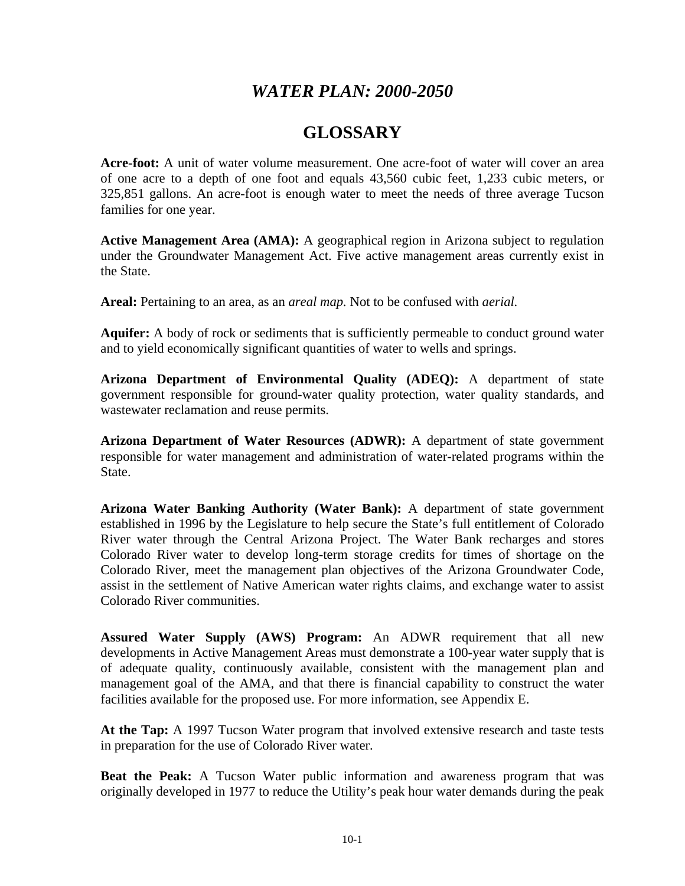# *WATER PLAN: 2000-2050*

## GLOSSARY

**Acre-foot:** A unit of water volume measurement. One acre-foot of water will cover an area of one acre to a depth of one foot and equals 43,560 cubic feet, 1,233 cubic meters, or 325,851 gallons. An acre-foot is enough water to meet the needs of three average Tucson families for one year.

**Active Management Area (AMA):** A geographical region in Arizona subject to regulation under the Groundwater Management Act. Five active management areas currently exist in the State.

**Areal:** Pertaining to an area, as an *areal map.* Not to be confused with *aerial.*

**Aquifer:** A body of rock or sediments that is sufficiently permeable to conduct ground water and to yield economically significant quantities of water to wells and springs.

**Arizona Department of Environmental Quality (ADEQ):** A department of state government responsible for ground-water quality protection, water quality standards, and wastewater reclamation and reuse permits.

**Arizona Department of Water Resources (ADWR):** A department of state government responsible for water management and administration of water-related programs within the State.

**Arizona Water Banking Authority (Water Bank):** A department of state government established in 1996 by the Legislature to help secure the State's full entitlement of Colorado River water through the Central Arizona Project. The Water Bank recharges and stores Colorado River water to develop long-term storage credits for times of shortage on the Colorado River, meet the management plan objectives of the Arizona Groundwater Code, assist in the settlement of Native American water rights claims, and exchange water to assist Colorado River communities.

**Assured Water Supply (AWS) Program:** An ADWR requirement that all new developments in Active Management Areas must demonstrate a 100-year water supply that is of adequate quality, continuously available, consistent with the management plan and management goal of the AMA, and that there is financial capability to construct the water facilities available for the proposed use. For more information, see Appendix E.

**At the Tap:** A 1997 Tucson Water program that involved extensive research and taste tests in preparation for the use of Colorado River water.

**Beat the Peak:** A Tucson Water public information and awareness program that was originally developed in 1977 to reduce the Utility's peak hour water demands during the peak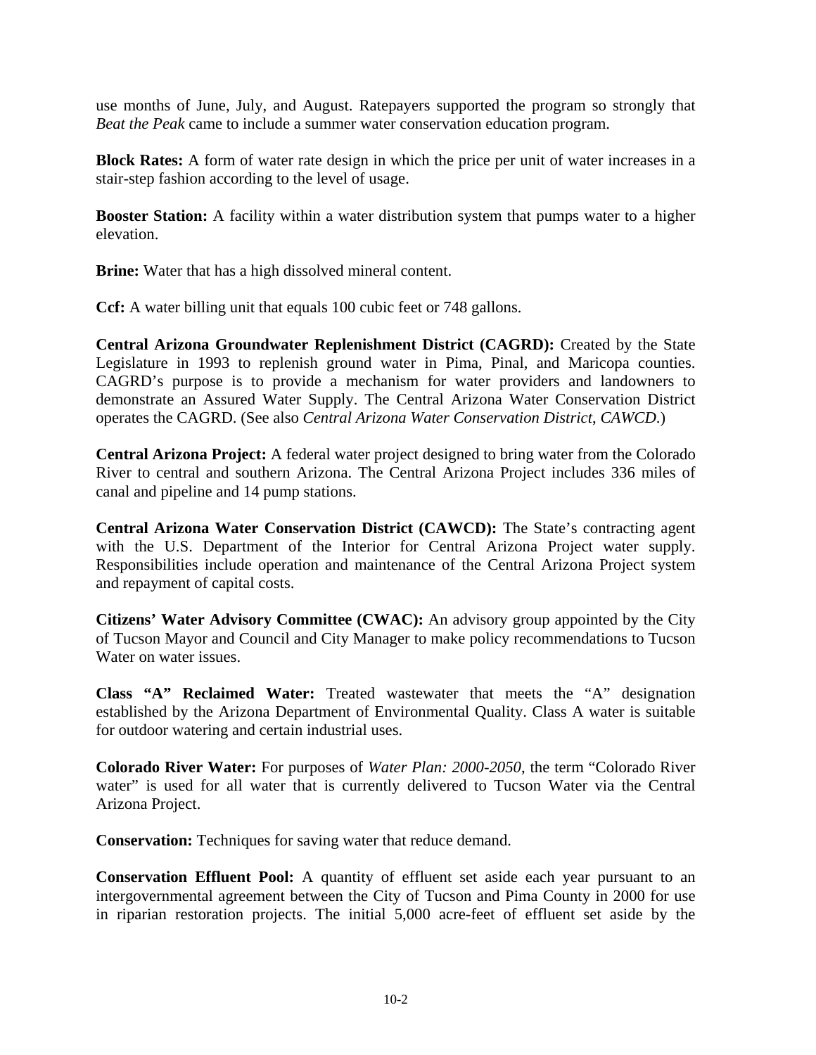use months of June, July, and August. Ratepayers supported the program so strongly that *Beat the Peak* came to include a summer water conservation education program.

**Block Rates:** A form of water rate design in which the price per unit of water increases in a stair-step fashion according to the level of usage.

**Booster Station:** A facility within a water distribution system that pumps water to a higher elevation.

**Brine:** Water that has a high dissolved mineral content.

**Ccf:** A water billing unit that equals 100 cubic feet or 748 gallons.

**Central Arizona Groundwater Replenishment District (CAGRD):** Created by the State Legislature in 1993 to replenish ground water in Pima, Pinal, and Maricopa counties. CAGRD's purpose is to provide a mechanism for water providers and landowners to demonstrate an Assured Water Supply. The Central Arizona Water Conservation District operates the CAGRD. (See also *Central Arizona Water Conservation District*, *CAWCD*.)

**Central Arizona Project:** A federal water project designed to bring water from the Colorado River to central and southern Arizona. The Central Arizona Project includes 336 miles of canal and pipeline and 14 pump stations.

**Central Arizona Water Conservation District (CAWCD):** The State's contracting agent with the U.S. Department of the Interior for Central Arizona Project water supply. Responsibilities include operation and maintenance of the Central Arizona Project system and repayment of capital costs.

**Citizens' Water Advisory Committee (CWAC):** An advisory group appointed by the City of Tucson Mayor and Council and City Manager to make policy recommendations to Tucson Water on water issues.

**Class "A" Reclaimed Water:** Treated wastewater that meets the "A" designation established by the Arizona Department of Environmental Quality. Class A water is suitable for outdoor watering and certain industrial uses.

**Colorado River Water:** For purposes of *Water Plan: 2000-2050*, the term "Colorado River water" is used for all water that is currently delivered to Tucson Water via the Central Arizona Project.

**Conservation:** Techniques for saving water that reduce demand.

**Conservation Effluent Pool:** A quantity of effluent set aside each year pursuant to an intergovernmental agreement between the City of Tucson and Pima County in 2000 for use in riparian restoration projects. The initial 5,000 acre-feet of effluent set aside by the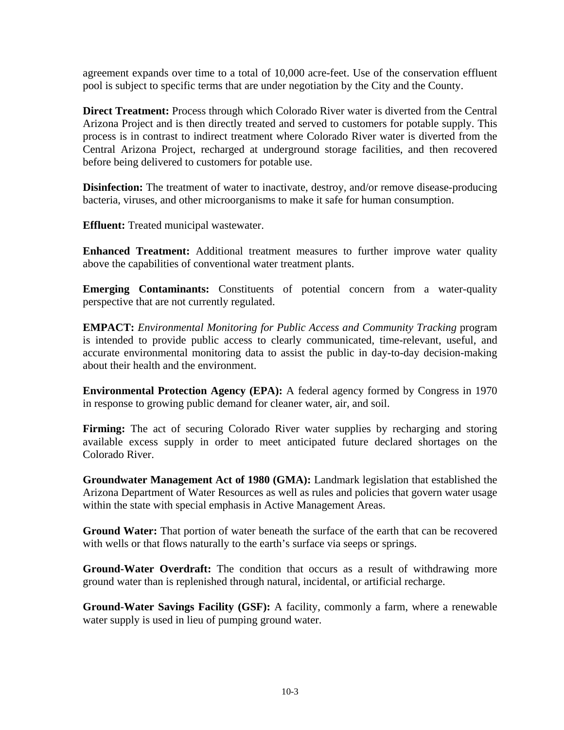agreement expands over time to a total of 10,000 acre-feet. Use of the conservation effluent pool is subject to specific terms that are under negotiation by the City and the County.

**Direct Treatment:** Process through which Colorado River water is diverted from the Central Arizona Project and is then directly treated and served to customers for potable supply. This process is in contrast to indirect treatment where Colorado River water is diverted from the Central Arizona Project, recharged at underground storage facilities, and then recovered before being delivered to customers for potable use.

**Disinfection:** The treatment of water to inactivate, destroy, and/or remove disease-producing bacteria, viruses, and other microorganisms to make it safe for human consumption.

**Effluent:** Treated municipal wastewater.

**Enhanced Treatment:** Additional treatment measures to further improve water quality above the capabilities of conventional water treatment plants.

**Emerging Contaminants:** Constituents of potential concern from a water-quality perspective that are not currently regulated.

**EMPACT:** *Environmental Monitoring for Public Access and Community Tracking* program is intended to provide public access to clearly communicated, time-relevant, useful, and accurate environmental monitoring data to assist the public in day-to-day decision-making about their health and the environment.

**Environmental Protection Agency (EPA):** A federal agency formed by Congress in 1970 in response to growing public demand for cleaner water, air, and soil.

**Firming:** The act of securing Colorado River water supplies by recharging and storing available excess supply in order to meet anticipated future declared shortages on the Colorado River.

**Groundwater Management Act of 1980 (GMA):** Landmark legislation that established the Arizona Department of Water Resources as well as rules and policies that govern water usage within the state with special emphasis in Active Management Areas.

**Ground Water:** That portion of water beneath the surface of the earth that can be recovered with wells or that flows naturally to the earth's surface via seeps or springs.

**Ground-Water Overdraft:** The condition that occurs as a result of withdrawing more ground water than is replenished through natural, incidental, or artificial recharge.

**Ground-Water Savings Facility (GSF):** A facility, commonly a farm, where a renewable water supply is used in lieu of pumping ground water.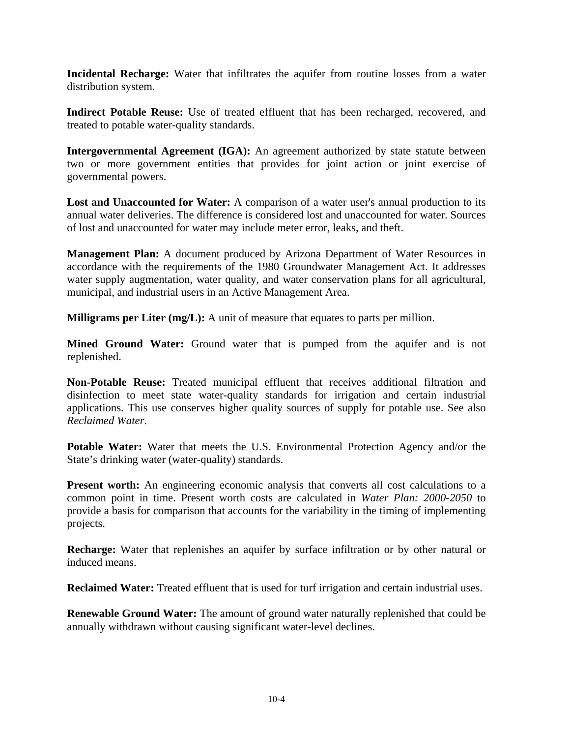**Incidental Recharge:** Water that infiltrates the aquifer from routine losses from a water distribution system.

**Indirect Potable Reuse:** Use of treated effluent that has been recharged, recovered, and treated to potable water-quality standards.

**Intergovernmental Agreement (IGA):** An agreement authorized by state statute between two or more government entities that provides for joint action or joint exercise of governmental powers.

**Lost and Unaccounted for Water:** A comparison of a water user's annual production to its annual water deliveries. The difference is considered lost and unaccounted for water. Sources of lost and unaccounted for water may include meter error, leaks, and theft.

**Management Plan:** A document produced by Arizona Department of Water Resources in accordance with the requirements of the 1980 Groundwater Management Act. It addresses water supply augmentation, water quality, and water conservation plans for all agricultural, municipal, and industrial users in an Active Management Area.

**Milligrams per Liter (mg/L):** A unit of measure that equates to parts per million.

**Mined Ground Water:** Ground water that is pumped from the aquifer and is not replenished.

**Non-Potable Reuse:** Treated municipal effluent that receives additional filtration and disinfection to meet state water-quality standards for irrigation and certain industrial applications. This use conserves higher quality sources of supply for potable use. See also *Reclaimed Water*.

**Potable Water:** Water that meets the U.S. Environmental Protection Agency and/or the State's drinking water (water-quality) standards.

**Present worth:** An engineering economic analysis that converts all cost calculations to a common point in time. Present worth costs are calculated in *Water Plan: 2000-2050* to provide a basis for comparison that accounts for the variability in the timing of implementing projects.

**Recharge:** Water that replenishes an aquifer by surface infiltration or by other natural or induced means.

**Reclaimed Water:** Treated effluent that is used for turf irrigation and certain industrial uses.

**Renewable Ground Water:** The amount of ground water naturally replenished that could be annually withdrawn without causing significant water-level declines.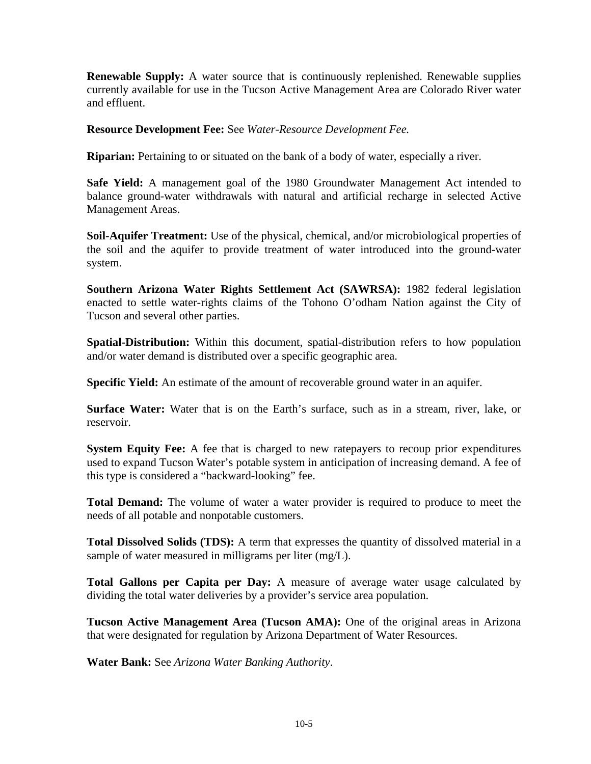**Renewable Supply:** A water source that is continuously replenished. Renewable supplies currently available for use in the Tucson Active Management Area are Colorado River water and effluent.

**Resource Development Fee:** See *Water-Resource Development Fee.*

**Riparian:** Pertaining to or situated on the bank of a body of water, especially a river.

**Safe Yield:** A management goal of the 1980 Groundwater Management Act intended to balance ground-water withdrawals with natural and artificial recharge in selected Active Management Areas.

**Soil-Aquifer Treatment:** Use of the physical, chemical, and/or microbiological properties of the soil and the aquifer to provide treatment of water introduced into the ground-water system.

**Southern Arizona Water Rights Settlement Act (SAWRSA):** 1982 federal legislation enacted to settle water-rights claims of the Tohono O'odham Nation against the City of Tucson and several other parties.

**Spatial-Distribution:** Within this document, spatial-distribution refers to how population and/or water demand is distributed over a specific geographic area.

**Specific Yield:** An estimate of the amount of recoverable ground water in an aquifer.

**Surface Water:** Water that is on the Earth's surface, such as in a stream, river, lake, or reservoir.

**System Equity Fee:** A fee that is charged to new ratepayers to recoup prior expenditures used to expand Tucson Water's potable system in anticipation of increasing demand. A fee of this type is considered a "backward-looking" fee.

**Total Demand:** The volume of water a water provider is required to produce to meet the needs of all potable and nonpotable customers.

**Total Dissolved Solids (TDS):** A term that expresses the quantity of dissolved material in a sample of water measured in milligrams per liter (mg/L).

**Total Gallons per Capita per Day:** A measure of average water usage calculated by dividing the total water deliveries by a provider's service area population.

**Tucson Active Management Area (Tucson AMA):** One of the original areas in Arizona that were designated for regulation by Arizona Department of Water Resources.

**Water Bank:** See *Arizona Water Banking Authority*.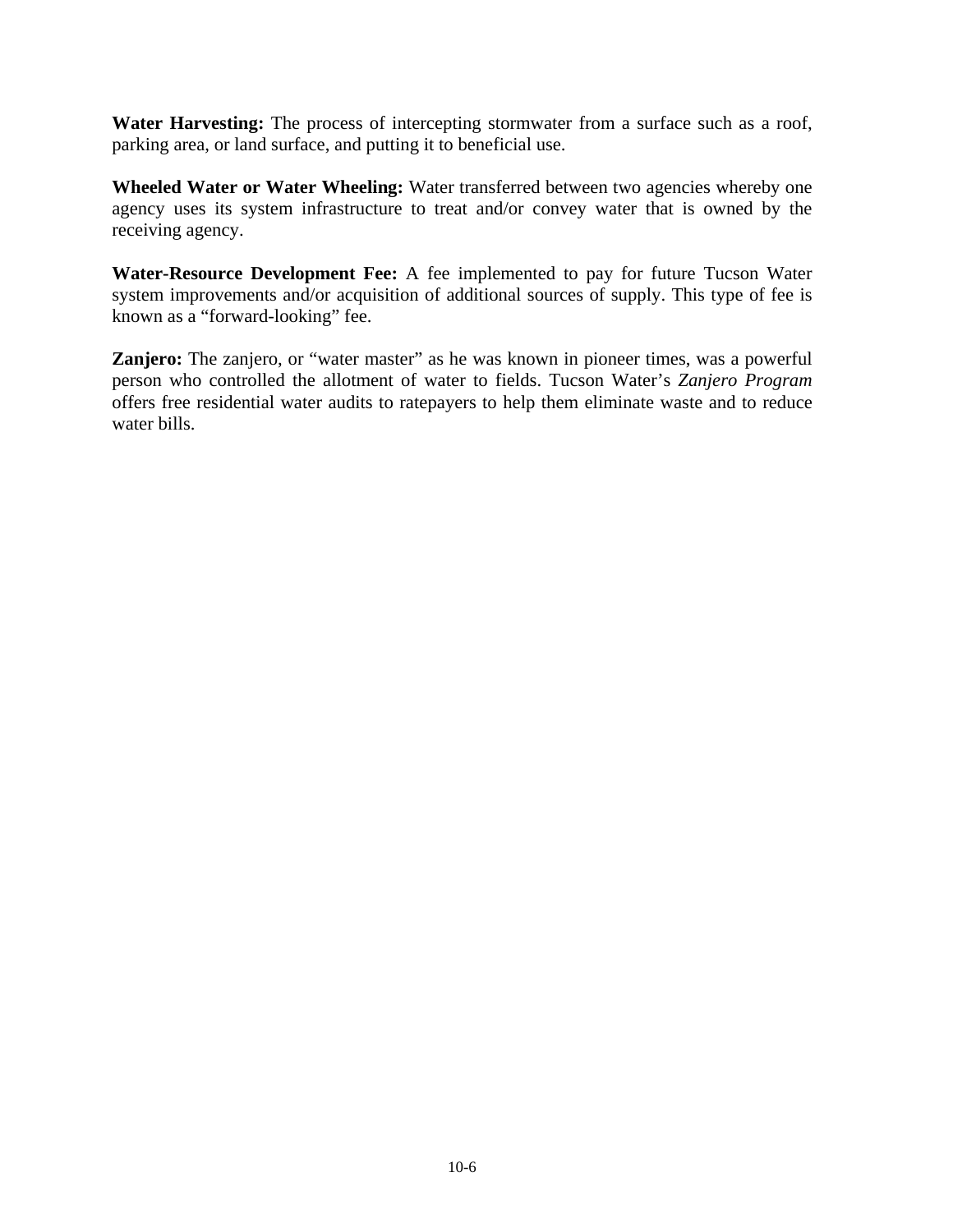**Water Harvesting:** The process of intercepting stormwater from a surface such as a roof, parking area, or land surface, and putting it to beneficial use.

**Wheeled Water or Water Wheeling:** Water transferred between two agencies whereby one agency uses its system infrastructure to treat and/or convey water that is owned by the receiving agency.

**Water-Resource Development Fee:** A fee implemented to pay for future Tucson Water system improvements and/or acquisition of additional sources of supply. This type of fee is known as a "forward-looking" fee.

**Zanjero:** The zanjero, or "water master" as he was known in pioneer times, was a powerful person who controlled the allotment of water to fields. Tucson Water's *Zanjero Program* offers free residential water audits to ratepayers to help them eliminate waste and to reduce water bills.